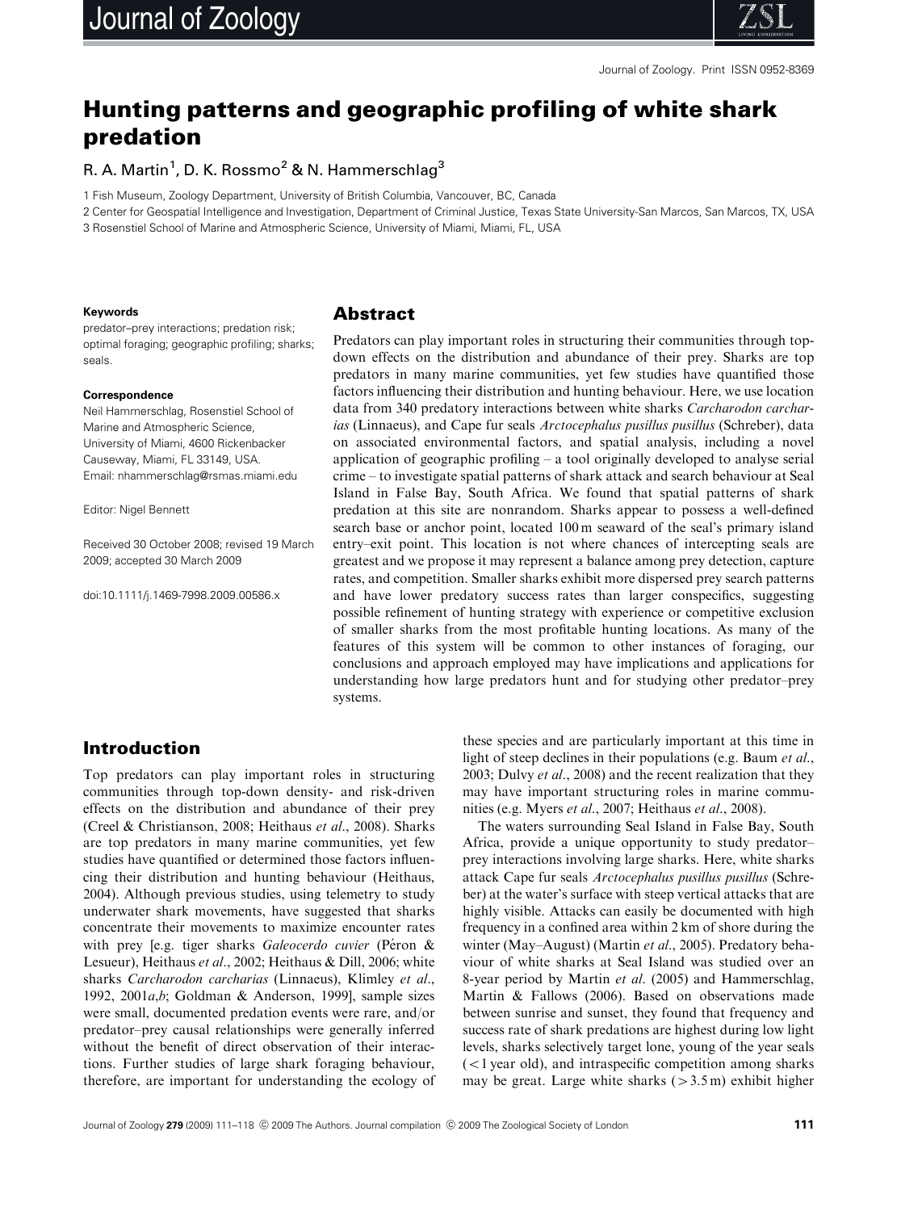# Hunting patterns and geographic profiling of white shark predation

R. A. Martin[1], D. K. Rossmo[2] & N. Hammerschlag[3]

1 Fish Museum, Zoology Department, University of British Columbia, Vancouver, BC, Canada

2 Center for Geospatial Intelligence and Investigation, Department of Criminal Justice, Texas State University-San Marcos, San Marcos, TX, USA

3 Rosenstiel School of Marine and Atmospheric Science, University of Miami, Miami, FL, USA

**Keywords**

predator–prey interactions; predation risk; optimal foraging; geographic profiling; sharks; seals.

**Correspondence**

Neil Hammerschlag, Rosenstiel School of Marine and Atmospheric Science, University of Miami, 4600 Rickenbacker Causeway, Miami, FL 33149, USA.
Email: nhammerschlag@rsmas.miami.edu

Editor: Nigel Bennett

Received 30 October 2008; revised 19 March 2009; accepted 30 March 2009

doi:10.1111/j.1469-7998.2009.00586.x

## Abstract

Predators can play important roles in structuring their communities through top-down effects on the distribution and abundance of their prey. Sharks are top predators in many marine communities, yet few studies have quantified those factors influencing their distribution and hunting behaviour. Here, we use location data from 340 predatory interactions between white sharks *Carcharodon carcharias* (Linnaeus), and Cape fur seals *Arctocephalus pusillus pusillus* (Schreber), data on associated environmental factors, and spatial analysis, including a novel application of geographic profiling – a tool originally developed to analyse serial crime – to investigate spatial patterns of shark attack and search behaviour at Seal Island in False Bay, South Africa. We found that spatial patterns of shark predation at this site are nonrandom. Sharks appear to possess a well-defined search base or anchor point, located 100 m seaward of the seal's primary island entry–exit point. This location is not where chances of intercepting seals are greatest and we propose it may represent a balance among prey detection, capture rates, and competition. Smaller sharks exhibit more dispersed prey search patterns and have lower predatory success rates than larger conspecifics, suggesting possible refinement of hunting strategy with experience or competitive exclusion of smaller sharks from the most profitable hunting locations. As many of the features of this system will be common to other instances of foraging, our conclusions and approach employed may have implications and applications for understanding how large predators hunt and for studying other predator–prey systems.

## Introduction

Top predators can play important roles in structuring communities through top-down density- and risk-driven effects on the distribution and abundance of their prey (Creel & Christianson, 2008; Heithaus *et al*., 2008). Sharks are top predators in many marine communities, yet few studies have quantified or determined those factors influencing their distribution and hunting behaviour (Heithaus, 2004). Although previous studies, using telemetry to study underwater shark movements, have suggested that sharks concentrate their movements to maximize encounter rates with prey [e.g. tiger sharks *Galeocerdo cuvier* (Péron & Lesueur), Heithaus *et al*., 2002; Heithaus & Dill, 2006; white sharks *Carcharodon carcharias* (Linnaeus), Klimley *et al*., 1992, 2001*a*,*b*; Goldman & Anderson, 1999], sample sizes were small, documented predation events were rare, and/or predator–prey causal relationships were generally inferred without the benefit of direct observation of their interactions. Further studies of large shark foraging behaviour, therefore, are important for understanding the ecology of these species and are particularly important at this time in light of steep declines in their populations (e.g. Baum *et al*., 2003; Dulvy *et al*., 2008) and the recent realization that they may have important structuring roles in marine communities (e.g. Myers *et al*., 2007; Heithaus *et al*., 2008).

The waters surrounding Seal Island in False Bay, South Africa, provide a unique opportunity to study predator–prey interactions involving large sharks. Here, white sharks attack Cape fur seals *Arctocephalus pusillus pusillus* (Schreber) at the water's surface with steep vertical attacks that are highly visible. Attacks can easily be documented with high frequency in a confined area within 2 km of shore during the winter (May–August) (Martin *et al*., 2005). Predatory behaviour of white sharks at Seal Island was studied over an 8-year period by Martin *et al*. (2005) and Hammerschlag, Martin & Fallows (2006). Based on observations made between sunrise and sunset, they found that frequency and success rate of shark predations are highest during low light levels, sharks selectively target lone, young of the year seals (< 1 year old), and intraspecific competition among sharks may be great. Large white sharks (> 3.5 m) exhibit higher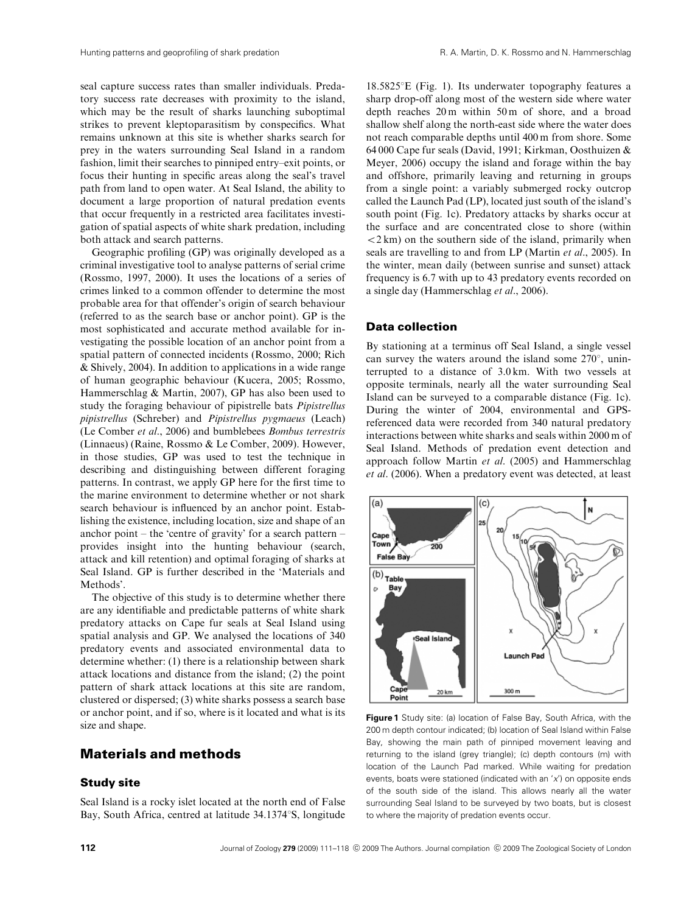seal capture success rates than smaller individuals. Predatory success rate decreases with proximity to the island, which may be the result of sharks launching suboptimal strikes to prevent kleptoparasitism by conspecifics. What remains unknown at this site is whether sharks search for prey in the waters surrounding Seal Island in a random fashion, limit their searches to pinniped entry–exit points, or focus their hunting in specific areas along the seal's travel path from land to open water. At Seal Island, the ability to document a large proportion of natural predation events that occur frequently in a restricted area facilitates investigation of spatial aspects of white shark predation, including both attack and search patterns.

Geographic profiling (GP) was originally developed as a criminal investigative tool to analyse patterns of serial crime (Rossmo, 1997, 2000). It uses the locations of a series of crimes linked to a common offender to determine the most probable area for that offender's origin of search behaviour (referred to as the search base or anchor point). GP is the most sophisticated and accurate method available for investigating the possible location of an anchor point from a spatial pattern of connected incidents (Rossmo, 2000; Rich & Shively, 2004). In addition to applications in a wide range of human geographic behaviour (Kucera, 2005; Rossmo, Hammerschlag & Martin, 2007), GP has also been used to study the foraging behaviour of pipistrelle bats *Pipistrellus pipistrellus* (Schreber) and *Pipistrellus pygmaeus* (Leach) (Le Comber *et al*., 2006) and bumblebees *Bombus terrestris* (Linnaeus) (Raine, Rossmo & Le Comber, 2009). However, in those studies, GP was used to test the technique in describing and distinguishing between different foraging patterns. In contrast, we apply GP here for the first time to the marine environment to determine whether or not shark search behaviour is influenced by an anchor point. Establishing the existence, including location, size and shape of an anchor point – the 'centre of gravity' for a search pattern – provides insight into the hunting behaviour (search, attack and kill retention) and optimal foraging of sharks at Seal Island. GP is further described in the 'Materials and Methods'.

The objective of this study is to determine whether there are any identifiable and predictable patterns of white shark predatory attacks on Cape fur seals at Seal Island using spatial analysis and GP. We analysed the locations of 340 predatory events and associated environmental data to determine whether: (1) there is a relationship between shark attack locations and distance from the island; (2) the point pattern of shark attack locations at this site are random, clustered or dispersed; (3) white sharks possess a search base or anchor point, and if so, where is it located and what is its size and shape.

## Materials and methods

### Study site

Seal Island is a rocky islet located at the north end of False Bay, South Africa, centred at latitude 34.1374°S, longitude 18.5825°E (Fig. 1). Its underwater topography features a sharp drop-off along most of the western side where water depth reaches 20 m within 50 m of shore, and a broad shallow shelf along the north-east side where the water does not reach comparable depths until 400 m from shore. Some 64 000 Cape fur seals (David, 1991; Kirkman, Oosthuizen & Meyer, 2006) occupy the island and forage within the bay and offshore, primarily leaving and returning in groups from a single point: a variably submerged rocky outcrop called the Launch Pad (LP), located just south of the island's south point (Fig. 1c). Predatory attacks by sharks occur at the surface and are concentrated close to shore (within <2 km) on the southern side of the island, primarily when seals are travelling to and from LP (Martin *et al*., 2005). In the winter, mean daily (between sunrise and sunset) attack frequency is 6.7 with up to 43 predatory events recorded on a single day (Hammerschlag *et al*., 2006).

### Data collection

By stationing at a terminus off Seal Island, a single vessel can survey the waters around the island some 270°, uninterrupted to a distance of 3.0 km. With two vessels at opposite terminals, nearly all the water surrounding Seal Island can be surveyed to a comparable distance (Fig. 1c). During the winter of 2004, environmental and GPS-referenced data were recorded from 340 natural predatory interactions between white sharks and seals within 2000 m of Seal Island. Methods of predation event detection and approach follow Martin *et al*. (2005) and Hammerschlag *et al*. (2006). When a predatory event was detected, at least

**Figure 1** Study site: (a) location of False Bay, South Africa, with the 200 m depth contour indicated; (b) location of Seal Island within False Bay, showing the main path of pinniped movement leaving and returning to the island (grey triangle); (c) depth contours (m) with location of the Launch Pad marked. While waiting for predation events, boats were stationed (indicated with an '*x*') on opposite ends of the south side of the island. This allows nearly all the water surrounding Seal Island to be surveyed by two boats, but is closest to where the majority of predation events occur.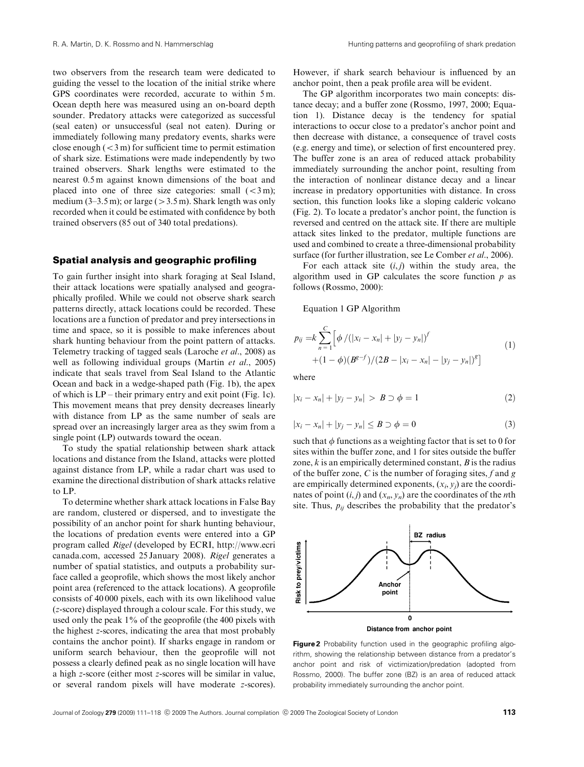two observers from the research team were dedicated to guiding the vessel to the location of the initial strike where GPS coordinates were recorded, accurate to within 5 m. Ocean depth here was measured using an on-board depth sounder. Predatory attacks were categorized as successful (seal eaten) or unsuccessful (seal not eaten). During or immediately following many predatory events, sharks were close enough ($<3$ m) for sufficient time to permit estimation of shark size. Estimations were made independently by two trained observers. Shark lengths were estimated to the nearest 0.5 m against known dimensions of the boat and placed into one of three size categories: small ($<3$ m); medium (3–3.5 m); or large ($>3.5$ m). Shark length was only recorded when it could be estimated with confidence by both trained observers (85 out of 340 total predations).

## Spatial analysis and geographic profiling

To gain further insight into shark foraging at Seal Island, their attack locations were spatially analysed and geographically profiled. While we could not observe shark search patterns directly, attack locations could be recorded. These locations are a function of predator and prey intersections in time and space, so it is possible to make inferences about shark hunting behaviour from the point pattern of attacks. Telemetry tracking of tagged seals (Laroche *et al*., 2008) as well as following individual groups (Martin *et al*., 2005) indicate that seals travel from Seal Island to the Atlantic Ocean and back in a wedge-shaped path (Fig. 1b), the apex of which is LP – their primary entry and exit point (Fig. 1c). This movement means that prey density decreases linearly with distance from LP as the same number of seals are spread over an increasingly larger area as they swim from a single point (LP) outwards toward the ocean.

To study the spatial relationship between shark attack locations and distance from the Island, attacks were plotted against distance from LP, while a radar chart was used to examine the directional distribution of shark attacks relative to LP.

To determine whether shark attack locations in False Bay are random, clustered or dispersed, and to investigate the possibility of an anchor point for shark hunting behaviour, the locations of predation events were entered into a GP program called *Rigel* (developed by ECRI, http://www.ecricanada.com, accessed 25 January 2008). *Rigel* generates a number of spatial statistics, and outputs a probability surface called a geoprofile, which shows the most likely anchor point area (referenced to the attack locations). A geoprofile consists of 40 000 pixels, each with its own likelihood value ($z$-score) displayed through a colour scale. For this study, we used only the peak 1% of the geoprofile (the 400 pixels with the highest $z$-scores, indicating the area that most probably contains the anchor point). If sharks engage in random or uniform search behaviour, then the geoprofile will not possess a clearly defined peak as no single location will have a high $z$-score (either most $z$-scores will be similar in value, or several random pixels will have moderate $z$-scores). However, if shark search behaviour is influenced by an anchor point, then a peak profile area will be evident.

The GP algorithm incorporates two main concepts: distance decay; and a buffer zone (Rossmo, 1997, 2000; Equation 1). Distance decay is the tendency for spatial interactions to occur close to a predator's anchor point and then decrease with distance, a consequence of travel costs (e.g. energy and time), or selection of first encountered prey. The buffer zone is an area of reduced attack probability immediately surrounding the anchor point, resulting from the interaction of nonlinear distance decay and a linear increase in predatory opportunities with distance. In cross section, this function looks like a sloping calderic volcano (Fig. 2). To locate a predator's anchor point, the function is reversed and centred on the attack site. If there are multiple attack sites linked to the predator, multiple functions are used and combined to create a three-dimensional probability surface (for further illustration, see Le Comber *et al*., 2006).

For each attack site $(i, j)$ within the study area, the algorithm used in GP calculates the score function $p$ as follows (Rossmo, 2000):

Equation 1 GP Algorithm

$$p_{ij} = k \sum_{n=1}^{C} \Big[ \phi / (|x_i - x_n| + |y_j - y_n|)^f + (1-\phi)(B^{g-f})/(2B - |x_i - x_n| - |y_j - y_n|)^g \Big] \tag{1}$$

where

$$|x_i - x_n| + |y_j - y_n| > B \supset \phi = 1 \tag{2}$$

$$|x_i - x_n| + |y_j - y_n| \leq B \supset \phi = 0 \tag{3}$$

such that $\phi$ functions as a weighting factor that is set to 0 for sites within the buffer zone, and 1 for sites outside the buffer zone, $k$ is an empirically determined constant, $B$ is the radius of the buffer zone, $C$ is the number of foraging sites, $f$ and $g$ are empirically determined exponents, $(x_i, y_j)$ are the coordinates of point $(i, j)$ and $(x_n, y_n)$ are the coordinates of the $n$th site. Thus, $p_{ij}$ describes the probability that the predator's

**Figure 2** Probability function used in the geographic profiling algorithm, showing the relationship between distance from a predator's anchor point and risk of victimization/predation (adopted from Rossmo, 2000). The buffer zone (BZ) is an area of reduced attack probability immediately surrounding the anchor point.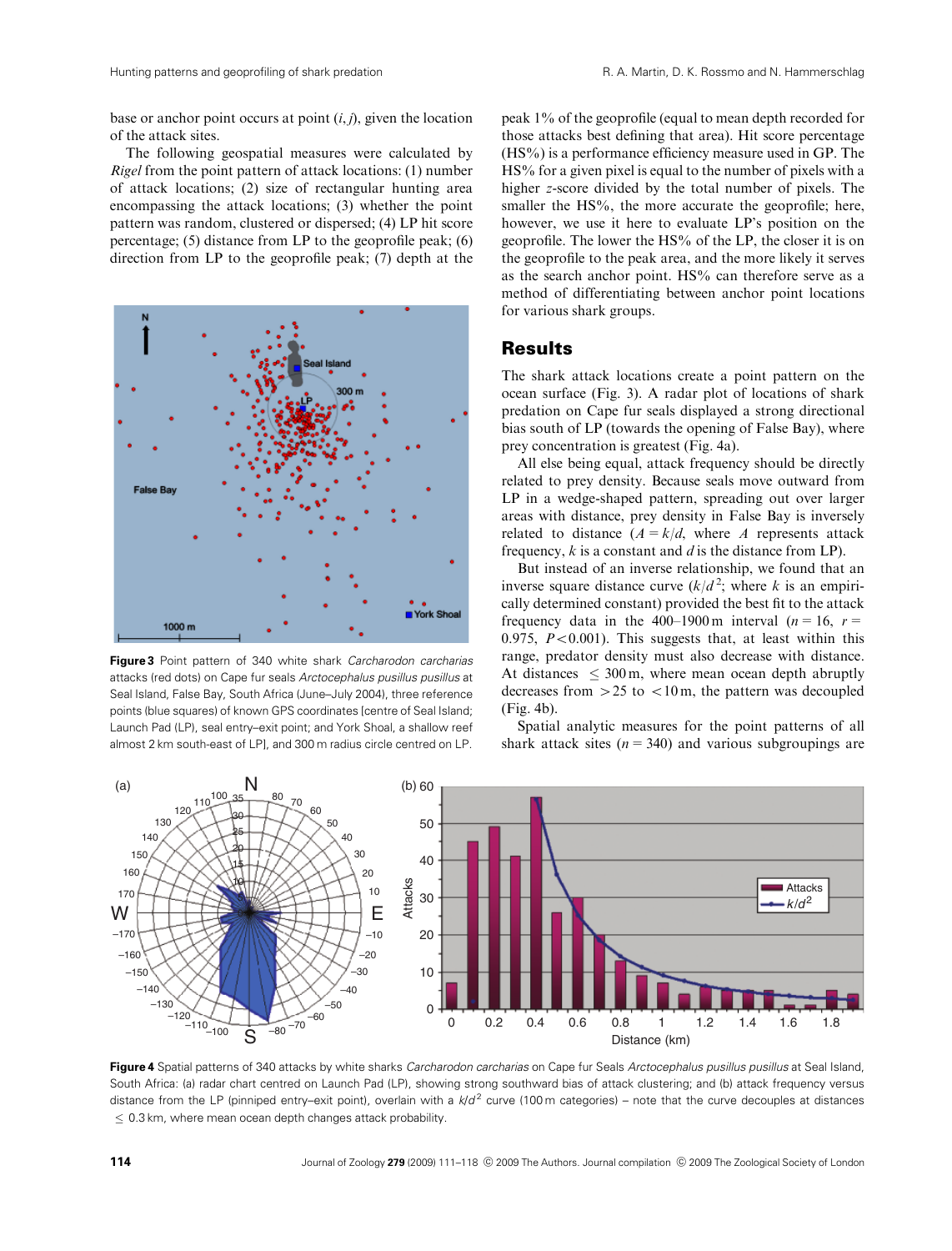base or anchor point occurs at point $(i, j)$, given the location of the attack sites.

The following geospatial measures were calculated by *Rigel* from the point pattern of attack locations: (1) number of attack locations; (2) size of rectangular hunting area encompassing the attack locations; (3) whether the point pattern was random, clustered or dispersed; (4) LP hit score percentage; (5) distance from LP to the geoprofile peak; (6) direction from LP to the geoprofile peak; (7) depth at the peak 1% of the geoprofile (equal to mean depth recorded for those attacks best defining that area). Hit score percentage (HS%) is a performance efficiency measure used in GP. The HS% for a given pixel is equal to the number of pixels with a higher $z$-score divided by the total number of pixels. The smaller the HS%, the more accurate the geoprofile; here, however, we use it here to evaluate LP's position on the geoprofile. The lower the HS% of the LP, the closer it is on the geoprofile to the peak area, and the more likely it serves as the search anchor point. HS% can therefore serve as a method of differentiating between anchor point locations for various shark groups.

**Figure 3** Point pattern of 340 white shark *Carcharodon carcharias* attacks (red dots) on Cape fur seals *Arctocephalus pusillus pusillus* at Seal Island, False Bay, South Africa (June–July 2004), three reference points (blue squares) of known GPS coordinates [centre of Seal Island; Launch Pad (LP), seal entry–exit point; and York Shoal, a shallow reef almost 2 km south-east of LP], and 300 m radius circle centred on LP.

## Results

The shark attack locations create a point pattern on the ocean surface (Fig. 3). A radar plot of locations of shark predation on Cape fur seals displayed a strong directional bias south of LP (towards the opening of False Bay), where prey concentration is greatest (Fig. 4a).

All else being equal, attack frequency should be directly related to prey density. Because seals move outward from LP in a wedge-shaped pattern, spreading out over larger areas with distance, prey density in False Bay is inversely related to distance ($A = k/d$, where $A$ represents attack frequency, $k$ is a constant and $d$ is the distance from LP).

But instead of an inverse relationship, we found that an inverse square distance curve ($k/d^2$; where $k$ is an empirically determined constant) provided the best fit to the attack frequency data in the 400–1900 m interval ($n = 16$, $r = 0.975$, $P < 0.001$). This suggests that, at least within this range, predator density must also decrease with distance. At distances $\leq 300$ m, where mean ocean depth abruptly decreases from $>25$ to $<10$ m, the pattern was decoupled (Fig. 4b).

Spatial analytic measures for the point patterns of all shark attack sites ($n = 340$) and various subgroupings are

**Figure 4** Spatial patterns of 340 attacks by white sharks *Carcharodon carcharias* on Cape fur Seals *Arctocephalus pusillus pusillus* at Seal Island, South Africa: (a) radar chart centred on Launch Pad (LP), showing strong southward bias of attack clustering; and (b) attack frequency versus distance from the LP (pinniped entry–exit point), overlain with a $k/d^2$ curve (100 m categories) – note that the curve decouples at distances $\leq 0.3$ km, where mean ocean depth changes attack probability.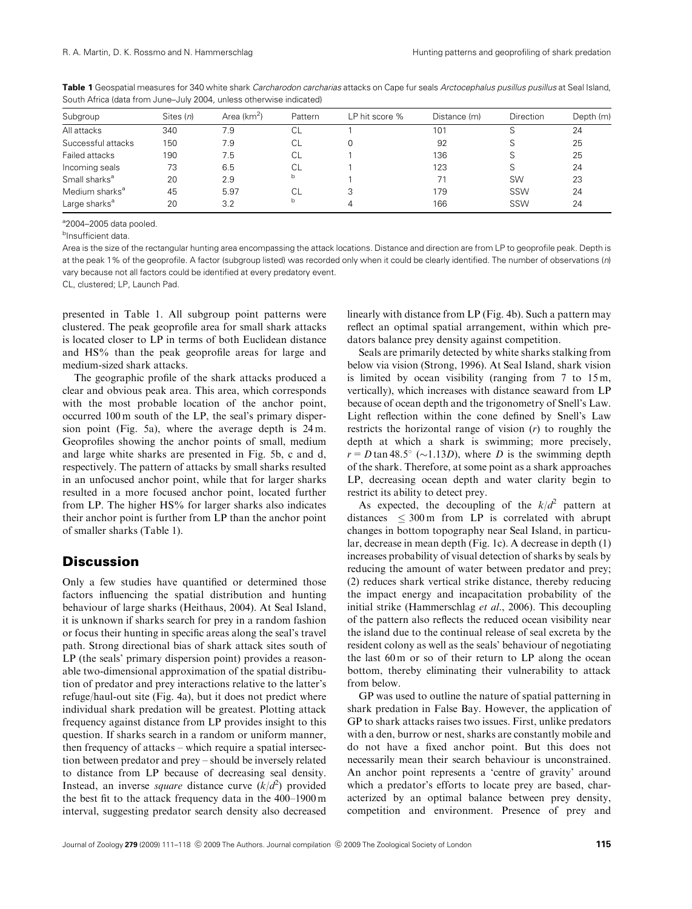**Table 1** Geospatial measures for 340 white shark *Carcharodon carcharias* attacks on Cape fur seals *Arctocephalus pusillus pusillus* at Seal Island, South Africa (data from June–July 2004, unless otherwise indicated)

| Subgroup | Sites (n) | Area (km$^2$) | Pattern | LP hit score % | Distance (m) | Direction | Depth (m) |
|---|---|---|---|---|---|---|---|
| All attacks | 340 | 7.9 | CL | 1 | 101 | S | 24 |
| Successful attacks | 150 | 7.9 | CL | 0 | 92 | S | 25 |
| Failed attacks | 190 | 7.5 | CL | 1 | 136 | S | 25 |
| Incoming seals | 73 | 6.5 | CL | 1 | 123 | S | 24 |
| Small sharks[a] | 20 | 2.9 | [b] | 1 | 71 | SW | 23 |
| Medium sharks[a] | 45 | 5.97 | CL | 3 | 179 | SSW | 24 |
| Large sharks[a] | 20 | 3.2 | [b] | 4 | 166 | SSW | 24 |

[a]2004–2005 data pooled.

[b]Insufficient data.

Area is the size of the rectangular hunting area encompassing the attack locations. Distance and direction are from LP to geoprofile peak. Depth is at the peak 1% of the geoprofile. A factor (subgroup listed) was recorded only when it could be clearly identified. The number of observations (n) vary because not all factors could be identified at every predatory event.

CL, clustered; LP, Launch Pad.

presented in Table 1. All subgroup point patterns were clustered. The peak geoprofile area for small shark attacks is located closer to LP in terms of both Euclidean distance and HS% than the peak geoprofile areas for large and medium-sized shark attacks.

The geographic profile of the shark attacks produced a clear and obvious peak area. This area, which corresponds with the most probable location of the anchor point, occurred 100 m south of the LP, the seal's primary dispersion point (Fig. 5a), where the average depth is 24 m. Geoprofiles showing the anchor points of small, medium and large white sharks are presented in Fig. 5b, c and d, respectively. The pattern of attacks by small sharks resulted in an unfocused anchor point, while that for larger sharks resulted in a more focused anchor point, located further from LP. The higher HS% for larger sharks also indicates their anchor point is further from LP than the anchor point of smaller sharks (Table 1).

## Discussion

Only a few studies have quantified or determined those factors influencing the spatial distribution and hunting behaviour of large sharks (Heithaus, 2004). At Seal Island, it is unknown if sharks search for prey in a random fashion or focus their hunting in specific areas along the seal's travel path. Strong directional bias of shark attack sites south of LP (the seals' primary dispersion point) provides a reasonable two-dimensional approximation of the spatial distribution of predator and prey interactions relative to the latter's refuge/haul-out site (Fig. 4a), but it does not predict where individual shark predation will be greatest. Plotting attack frequency against distance from LP provides insight to this question. If sharks search in a random or uniform manner, then frequency of attacks – which require a spatial intersection between predator and prey – should be inversely related to distance from LP because of decreasing seal density. Instead, an inverse *square* distance curve ($k/d^2$) provided the best fit to the attack frequency data in the 400–1900 m interval, suggesting predator search density also decreased linearly with distance from LP (Fig. 4b). Such a pattern may reflect an optimal spatial arrangement, within which predators balance prey density against competition.

Seals are primarily detected by white sharks stalking from below via vision (Strong, 1996). At Seal Island, shark vision is limited by ocean visibility (ranging from 7 to 15 m, vertically), which increases with distance seaward from LP because of ocean depth and the trigonometry of Snell's Law. Light reflection within the cone defined by Snell's Law restricts the horizontal range of vision ($r$) to roughly the depth at which a shark is swimming; more precisely, $r = D \tan 48.5^{\circ}$ ($\sim 1.13D$), where $D$ is the swimming depth of the shark. Therefore, at some point as a shark approaches LP, decreasing ocean depth and water clarity begin to restrict its ability to detect prey.

As expected, the decoupling of the $k/d^2$ pattern at distances $\leq 300$ m from LP is correlated with abrupt changes in bottom topography near Seal Island, in particular, decrease in mean depth (Fig. 1c). A decrease in depth (1) increases probability of visual detection of sharks by seals by reducing the amount of water between predator and prey; (2) reduces shark vertical strike distance, thereby reducing the impact energy and incapacitation probability of the initial strike (Hammerschlag *et al*., 2006). This decoupling of the pattern also reflects the reduced ocean visibility near the island due to the continual release of seal excreta by the resident colony as well as the seals' behaviour of negotiating the last 60 m or so of their return to LP along the ocean bottom, thereby eliminating their vulnerability to attack from below.

GP was used to outline the nature of spatial patterning in shark predation in False Bay. However, the application of GP to shark attacks raises two issues. First, unlike predators with a den, burrow or nest, sharks are constantly mobile and do not have a fixed anchor point. But this does not necessarily mean their search behaviour is unconstrained. An anchor point represents a 'centre of gravity' around which a predator's efforts to locate prey are based, characterized by an optimal balance between prey density, competition and environment. Presence of prey and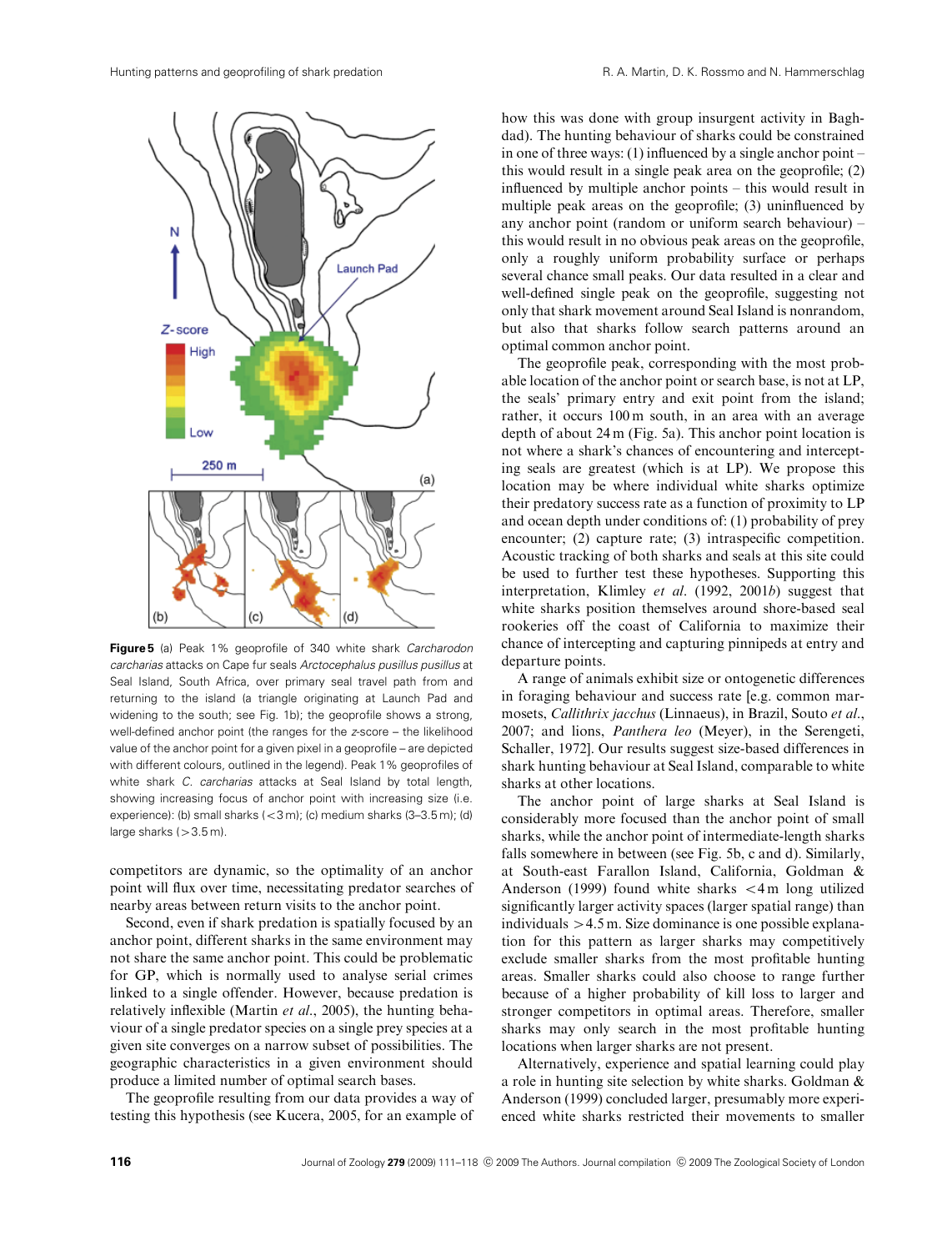**Figure 5** (a) Peak 1% geoprofile of 340 white shark *Carcharodon carcharias* attacks on Cape fur seals *Arctocephalus pusillus pusillus* at Seal Island, South Africa, over primary seal travel path from and returning to the island (a triangle originating at Launch Pad and widening to the south; see Fig. 1b); the geoprofile shows a strong, well-defined anchor point (the ranges for the *z*-score – the likelihood value of the anchor point for a given pixel in a geoprofile – are depicted with different colours, outlined in the legend). Peak 1% geoprofiles of white shark *C. carcharias* attacks at Seal Island by total length, showing increasing focus of anchor point with increasing size (i.e. experience): (b) small sharks (<3 m); (c) medium sharks (3–3.5 m); (d) large sharks (>3.5 m).

competitors are dynamic, so the optimality of an anchor point will flux over time, necessitating predator searches of nearby areas between return visits to the anchor point.

Second, even if shark predation is spatially focused by an anchor point, different sharks in the same environment may not share the same anchor point. This could be problematic for GP, which is normally used to analyse serial crimes linked to a single offender. However, because predation is relatively inflexible (Martin *et al*., 2005), the hunting behaviour of a single predator species on a single prey species at a given site converges on a narrow subset of possibilities. The geographic characteristics in a given environment should produce a limited number of optimal search bases.

The geoprofile resulting from our data provides a way of testing this hypothesis (see Kucera, 2005, for an example of how this was done with group insurgent activity in Baghdad). The hunting behaviour of sharks could be constrained in one of three ways: (1) influenced by a single anchor point – this would result in a single peak area on the geoprofile; (2) influenced by multiple anchor points – this would result in multiple peak areas on the geoprofile; (3) uninfluenced by any anchor point (random or uniform search behaviour) – this would result in no obvious peak areas on the geoprofile, only a roughly uniform probability surface or perhaps several chance small peaks. Our data resulted in a clear and well-defined single peak on the geoprofile, suggesting not only that shark movement around Seal Island is nonrandom, but also that sharks follow search patterns around an optimal common anchor point.

The geoprofile peak, corresponding with the most probable location of the anchor point or search base, is not at LP, the seals' primary entry and exit point from the island; rather, it occurs 100 m south, in an area with an average depth of about 24 m (Fig. 5a). This anchor point location is not where a shark's chances of encountering and intercepting seals are greatest (which is at LP). We propose this location may be where individual white sharks optimize their predatory success rate as a function of proximity to LP and ocean depth under conditions of: (1) probability of prey encounter; (2) capture rate; (3) intraspecific competition. Acoustic tracking of both sharks and seals at this site could be used to further test these hypotheses. Supporting this interpretation, Klimley *et al*. (1992, 2001*b*) suggest that white sharks position themselves around shore-based seal rookeries off the coast of California to maximize their chance of intercepting and capturing pinnipeds at entry and departure points.

A range of animals exhibit size or ontogenetic differences in foraging behaviour and success rate [e.g. common marmosets, *Callithrix jacchus* (Linnaeus), in Brazil, Souto *et al*., 2007; and lions, *Panthera leo* (Meyer), in the Serengeti, Schaller, 1972]. Our results suggest size-based differences in shark hunting behaviour at Seal Island, comparable to white sharks at other locations.

The anchor point of large sharks at Seal Island is considerably more focused than the anchor point of small sharks, while the anchor point of intermediate-length sharks falls somewhere in between (see Fig. 5b, c and d). Similarly, at South-east Farallon Island, California, Goldman & Anderson (1999) found white sharks <4 m long utilized significantly larger activity spaces (larger spatial range) than individuals >4.5 m. Size dominance is one possible explanation for this pattern as larger sharks may competitively exclude smaller sharks from the most profitable hunting areas. Smaller sharks could also choose to range further because of a higher probability of kill loss to larger and stronger competitors in optimal areas. Therefore, smaller sharks may only search in the most profitable hunting locations when larger sharks are not present.

Alternatively, experience and spatial learning could play a role in hunting site selection by white sharks. Goldman & Anderson (1999) concluded larger, presumably more experienced white sharks restricted their movements to smaller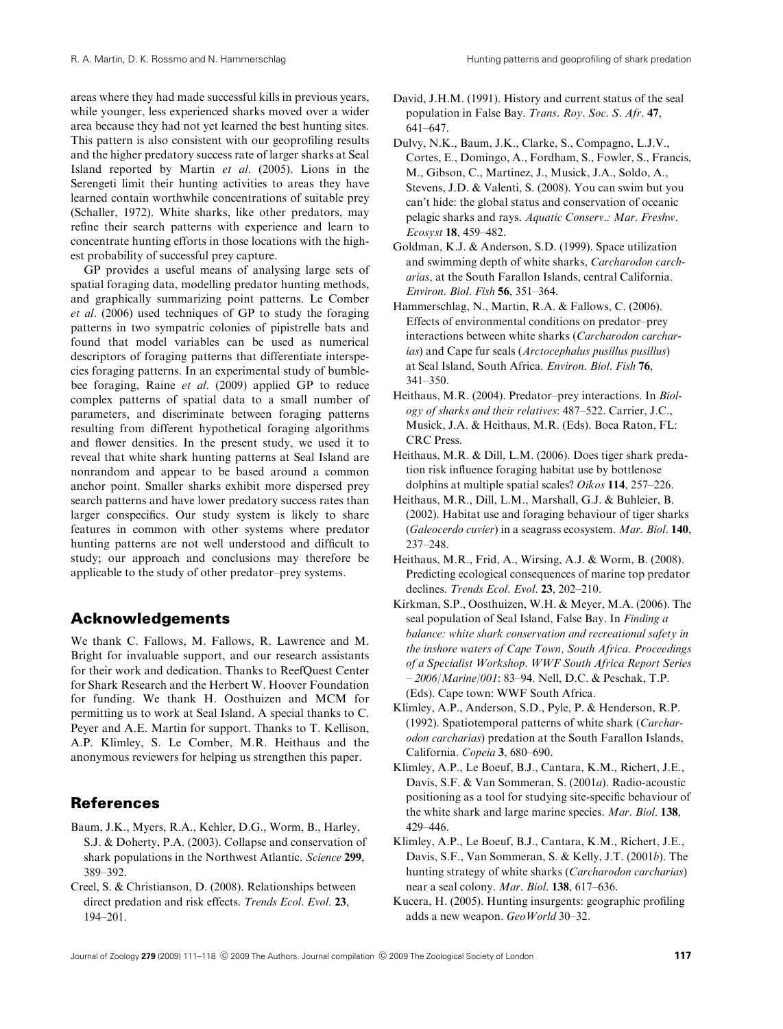areas where they had made successful kills in previous years, while younger, less experienced sharks moved over a wider area because they had not yet learned the best hunting sites. This pattern is also consistent with our geoprofiling results and the higher predatory success rate of larger sharks at Seal Island reported by Martin *et al*. (2005). Lions in the Serengeti limit their hunting activities to areas they have learned contain worthwhile concentrations of suitable prey (Schaller, 1972). White sharks, like other predators, may refine their search patterns with experience and learn to concentrate hunting efforts in those locations with the highest probability of successful prey capture.

GP provides a useful means of analysing large sets of spatial foraging data, modelling predator hunting methods, and graphically summarizing point patterns. Le Comber *et al*. (2006) used techniques of GP to study the foraging patterns in two sympatric colonies of pipistrelle bats and found that model variables can be used as numerical descriptors of foraging patterns that differentiate interspecies foraging patterns. In an experimental study of bumblebee foraging, Raine *et al*. (2009) applied GP to reduce complex patterns of spatial data to a small number of parameters, and discriminate between foraging patterns resulting from different hypothetical foraging algorithms and flower densities. In the present study, we used it to reveal that white shark hunting patterns at Seal Island are nonrandom and appear to be based around a common anchor point. Smaller sharks exhibit more dispersed prey search patterns and have lower predatory success rates than larger conspecifics. Our study system is likely to share features in common with other systems where predator hunting patterns are not well understood and difficult to study; our approach and conclusions may therefore be applicable to the study of other predator–prey systems.

## Acknowledgements

We thank C. Fallows, M. Fallows, R. Lawrence and M. Bright for invaluable support, and our research assistants for their work and dedication. Thanks to ReefQuest Center for Shark Research and the Herbert W. Hoover Foundation for funding. We thank H. Oosthuizen and MCM for permitting us to work at Seal Island. A special thanks to C. Peyer and A.E. Martin for support. Thanks to T. Kellison, A.P. Klimley, S. Le Comber, M.R. Heithaus and the anonymous reviewers for helping us strengthen this paper.

## References

Baum, J.K., Myers, R.A., Kehler, D.G., Worm, B., Harley, S.J. & Doherty, P.A. (2003). Collapse and conservation of shark populations in the Northwest Atlantic. *Science* **299**, 389–392.

Creel, S. & Christianson, D. (2008). Relationships between direct predation and risk effects. *Trends Ecol. Evol*. **23**, 194–201.

David, J.H.M. (1991). History and current status of the seal population in False Bay. *Trans. Roy. Soc. S. Afr*. **47**, 641–647.

Dulvy, N.K., Baum, J.K., Clarke, S., Compagno, L.J.V., Cortes, E., Domingo, A., Fordham, S., Fowler, S., Francis, M., Gibson, C., Martinez, J., Musick, J.A., Soldo, A., Stevens, J.D. & Valenti, S. (2008). You can swim but you can't hide: the global status and conservation of oceanic pelagic sharks and rays. *Aquatic Conserv.: Mar. Freshw. Ecosyst* **18**, 459–482.

Goldman, K.J. & Anderson, S.D. (1999). Space utilization and swimming depth of white sharks, *Carcharodon carcharias*, at the South Farallon Islands, central California. *Environ. Biol. Fish* **56**, 351–364.

Hammerschlag, N., Martin, R.A. & Fallows, C. (2006). Effects of environmental conditions on predator–prey interactions between white sharks (*Carcharodon carcharias*) and Cape fur seals (*Arctocephalus pusillus pusillus*) at Seal Island, South Africa. *Environ. Biol. Fish* **76**, 341–350.

Heithaus, M.R. (2004). Predator–prey interactions. In *Biology of sharks and their relatives*: 487–522. Carrier, J.C., Musick, J.A. & Heithaus, M.R. (Eds). Boca Raton, FL: CRC Press.

Heithaus, M.R. & Dill, L.M. (2006). Does tiger shark predation risk influence foraging habitat use by bottlenose dolphins at multiple spatial scales? *Oikos* **114**, 257–226.

Heithaus, M.R., Dill, L.M., Marshall, G.J. & Buhleier, B. (2002). Habitat use and foraging behaviour of tiger sharks (*Galeocerdo cuvier*) in a seagrass ecosystem. *Mar. Biol*. **140**, 237–248.

Heithaus, M.R., Frid, A., Wirsing, A.J. & Worm, B. (2008). Predicting ecological consequences of marine top predator declines. *Trends Ecol. Evol*. **23**, 202–210.

Kirkman, S.P., Oosthuizen, W.H. & Meyer, M.A. (2006). The seal population of Seal Island, False Bay. In *Finding a balance: white shark conservation and recreational safety in the inshore waters of Cape Town, South Africa. Proceedings of a Specialist Workshop. WWF South Africa Report Series – 2006/Marine/001*: 83–94. Nell, D.C. & Peschak, T.P. (Eds). Cape town: WWF South Africa.

Klimley, A.P., Anderson, S.D., Pyle, P. & Henderson, R.P. (1992). Spatiotemporal patterns of white shark (*Carcharodon carcharias*) predation at the South Farallon Islands, California. *Copeia* **3**, 680–690.

Klimley, A.P., Le Boeuf, B.J., Cantara, K.M., Richert, J.E., Davis, S.F. & Van Sommeran, S. (2001*a*). Radio-acoustic positioning as a tool for studying site-specific behaviour of the white shark and large marine species. *Mar. Biol*. **138**, 429–446.

Klimley, A.P., Le Boeuf, B.J., Cantara, K.M., Richert, J.E., Davis, S.F., Van Sommeran, S. & Kelly, J.T. (2001*b*). The hunting strategy of white sharks (*Carcharodon carcharias*) near a seal colony. *Mar. Biol*. **138**, 617–636.

Kucera, H. (2005). Hunting insurgents: geographic profiling adds a new weapon. *GeoWorld* 30–32.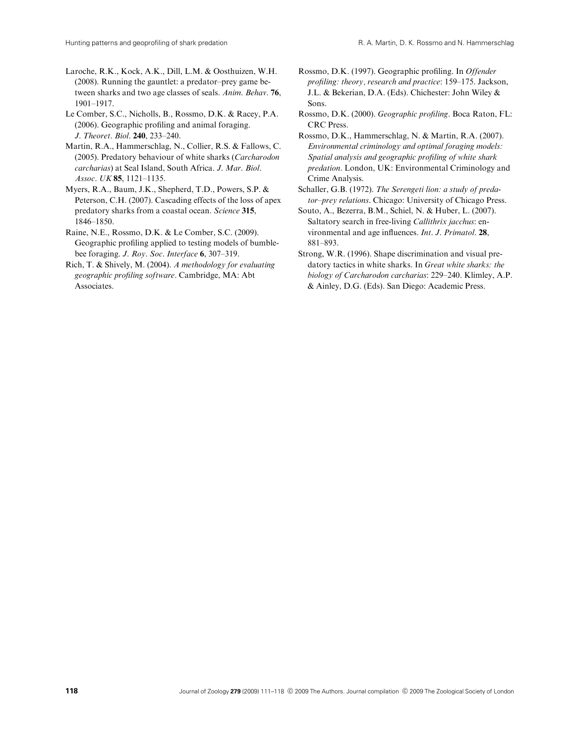Laroche, R.K., Kock, A.K., Dill, L.M. & Oosthuizen, W.H. (2008). Running the gauntlet: a predator–prey game between sharks and two age classes of seals. *Anim. Behav.* **76**, 1901–1917.

Le Comber, S.C., Nicholls, B., Rossmo, D.K. & Racey, P.A. (2006). Geographic profiling and animal foraging. *J. Theoret. Biol.* **240**, 233–240.

Martin, R.A., Hammerschlag, N., Collier, R.S. & Fallows, C. (2005). Predatory behaviour of white sharks (*Carcharodon carcharias*) at Seal Island, South Africa. *J. Mar. Biol. Assoc. UK* **85**, 1121–1135.

Myers, R.A., Baum, J.K., Shepherd, T.D., Powers, S.P. & Peterson, C.H. (2007). Cascading effects of the loss of apex predatory sharks from a coastal ocean. *Science* **315**, 1846–1850.

Raine, N.E., Rossmo, D.K. & Le Comber, S.C. (2009). Geographic profiling applied to testing models of bumblebee foraging. *J. Roy. Soc. Interface* **6**, 307–319.

Rich, T. & Shively, M. (2004). *A methodology for evaluating geographic profiling software*. Cambridge, MA: Abt Associates.

Rossmo, D.K. (1997). Geographic profiling. In *Offender profiling: theory, research and practice*: 159–175. Jackson, J.L. & Bekerian, D.A. (Eds). Chichester: John Wiley & Sons.

Rossmo, D.K. (2000). *Geographic profiling*. Boca Raton, FL: CRC Press.

Rossmo, D.K., Hammerschlag, N. & Martin, R.A. (2007). *Environmental criminology and optimal foraging models: Spatial analysis and geographic profiling of white shark predation*. London, UK: Environmental Criminology and Crime Analysis.

Schaller, G.B. (1972). *The Serengeti lion: a study of predator–prey relations*. Chicago: University of Chicago Press.

Souto, A., Bezerra, B.M., Schiel, N. & Huber, L. (2007). Saltatory search in free-living *Callithrix jacchus*: environmental and age influences. *Int. J. Primatol.* **28**, 881–893.

Strong, W.R. (1996). Shape discrimination and visual predatory tactics in white sharks. In *Great white sharks: the biology of Carcharodon carcharias*: 229–240. Klimley, A.P. & Ainley, D.G. (Eds). San Diego: Academic Press.